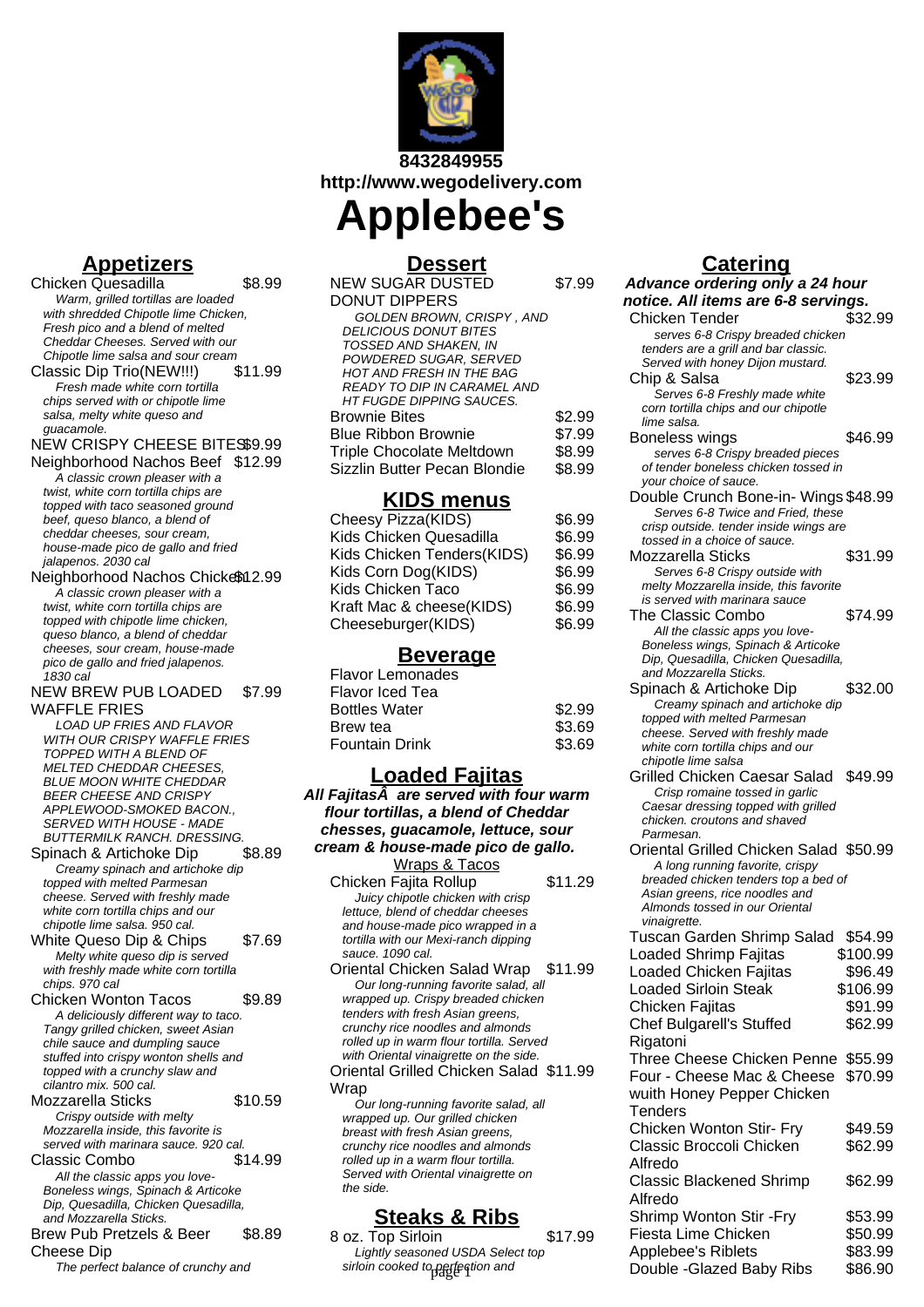8432849955
http://www.wegodelivery.com

# Applebee's

## Appetizers

**Chicken Quesadilla** $8.99
*Warm, grilled tortillas are loaded with shredded Chipotle lime Chicken, Fresh pico and a blend of melted Cheddar Cheeses. Served with our Chipotle lime salsa and sour cream*

**Classic Dip Trio(NEW!!!)** $11.99
*Fresh made white corn tortilla chips served with or chipotle lime salsa, melty white queso and guacamole.*

**NEW CRISPY CHEESE BITES** $9.99

**Neighborhood Nachos Beef** $12.99
*A classic crown pleaser with a twist, white corn tortilla chips are topped with taco seasoned ground beef, queso blanco, a blend of cheddar cheeses, sour cream, house-made pico de gallo and fried jalapenos. 2030 cal*

**Neighborhood Nachos Chicken** $12.99
*A classic crown pleaser with a twist, white corn tortilla chips are topped with chipotle lime chicken, queso blanco, a blend of cheddar cheeses, sour cream, house-made pico de gallo and fried jalapenos. 1830 cal*

**NEW BREW PUB LOADED WAFFLE FRIES** $7.99
*LOAD UP FRIES AND FLAVOR WITH OUR CRISPY WAFFLE FRIES TOPPED WITH A BLEND OF MELTED CHEDDAR CHEESES, BLUE MOON WHITE CHEDDAR BEER CHEESE AND CRISPY APPLEWOOD-SMOKED BACON., SERVED WITH HOUSE - MADE BUTTERMILK RANCH. DRESSING.*

**Spinach & Artichoke Dip** $8.89
*Creamy spinach and artichoke dip topped with melted Parmesan cheese. Served with freshly made white corn tortilla chips and our chipotle lime salsa. 950 cal.*

**White Queso Dip & Chips** $7.69
*Melty white queso dip is served with freshly made white corn tortilla chips. 970 cal*

**Chicken Wonton Tacos** $9.89
*A deliciously different way to taco. Tangy grilled chicken, sweet Asian chile sauce and dumpling sauce stuffed into crispy wonton shells and topped with a crunchy slaw and cilantro mix. 500 cal.*

**Mozzarella Sticks** $10.59
*Crispy outside with melty Mozzarella inside, this favorite is served with marinara sauce. 920 cal.*

**Classic Combo** $14.99
*All the classic apps you love- Boneless wings, Spinach & Articoke Dip, Quesadilla, Chicken Quesadilla, and Mozzarella Sticks.*

**Brew Pub Pretzels & Beer Cheese Dip** $8.89
*The perfect balance of crunchy and*

## Dessert

**NEW SUGAR DUSTED DONUT DIPPERS** $7.99
*GOLDEN BROWN, CRISPY , AND DELICIOUS DONUT BITES TOSSED AND SHAKEN, IN POWDERED SUGAR, SERVED HOT AND FRESH IN THE BAG READY TO DIP IN CARAMEL AND HT FUGDE DIPPING SAUCES.*

| Item | Price |
|---|---|
| Brownie Bites | $2.99 |
| Blue Ribbon Brownie | $7.99 |
| Triple Chocolate Meltdown | $8.99 |
| Sizzlin Butter Pecan Blondie | $8.99 |

## KIDS menus

| Item | Price |
|---|---|
| Cheesy Pizza(KIDS) | $6.99 |
| Kids Chicken Quesadilla | $6.99 |
| Kids Chicken Tenders(KIDS) | $6.99 |
| Kids Corn Dog(KIDS) | $6.99 |
| Kids Chicken Taco | $6.99 |
| Kraft Mac & cheese(KIDS) | $6.99 |
| Cheeseburger(KIDS) | $6.99 |

## Beverage

| Item | Price |
|---|---|
| Flavor Lemonades | |
| Flavor Iced Tea | |
| Bottles Water | $2.99 |
| Brew tea | $3.69 |
| Fountain Drink | $3.69 |

## Loaded Fajitas

***All FajitasÂ are served with four warm flour tortillas, a blend of Cheddar chesses, guacamole, lettuce, sour cream & house-made pico de gallo.***

Wraps & Tacos

**Chicken Fajita Rollup** $11.29
*Juicy chipotle chicken with crisp lettuce, blend of cheddar cheeses and house-made pico wrapped in a tortilla with our Mexi-ranch dipping sauce. 1090 cal.*

**Oriental Chicken Salad Wrap** $11.99
*Our long-running favorite salad, all wrapped up. Crispy breaded chicken tenders with fresh Asian greens, crunchy rice noodles and almonds rolled up in warm flour tortilla. Served with Oriental vinaigrette on the side.*

**Oriental Grilled Chicken Salad Wrap** $11.99
*Our long-running favorite salad, all wrapped up. Our grilled chicken breast with fresh Asian greens, crunchy rice noodles and almonds rolled up in a warm flour tortilla. Served with Oriental vinaigrette on the side.*

## Steaks & Ribs

**8 oz. Top Sirloin** $17.99
*Lightly seasoned USDA Select top sirloin cooked to perfection and*

## Catering

***Advance ordering only a 24 hour notice. All items are 6-8 servings.***

**Chicken Tender** $32.99
*serves 6-8 Crispy breaded chicken tenders are a grill and bar classic. Served with honey Dijon mustard.*

**Chip & Salsa** $23.99
*Serves 6-8 Freshly made white corn tortilla chips and our chipotle lime salsa.*

**Boneless wings** $46.99
*serves 6-8 Crispy breaded pieces of tender boneless chicken tossed in your choice of sauce.*

**Double Crunch Bone-in- Wings** $48.99
*Serves 6-8 Twice and Fried, these crisp outside. tender inside wings are tossed in a choice of sauce.*

**Mozzarella Sticks** $31.99
*Serves 6-8 Crispy outside with melty Mozzarella inside, this favorite is served with marinara sauce*

**The Classic Combo** $74.99
*All the classic apps you love- Boneless wings, Spinach & Articoke Dip, Quesadilla, Chicken Quesadilla, and Mozzarella Sticks.*

**Spinach & Artichoke Dip** $32.00
*Creamy spinach and artichoke dip topped with melted Parmesan cheese. Served with freshly made white corn tortilla chips and our chipotle lime salsa*

**Grilled Chicken Caesar Salad** $49.99
*Crisp romaine tossed in garlic Caesar dressing topped with grilled chicken. croutons and shaved Parmesan.*

**Oriental Grilled Chicken Salad** $50.99
*A long running favorite, crispy breaded chicken tenders top a bed of Asian greens, rice noodles and Almonds tossed in our Oriental vinaigrette.*

| Item | Price |
|---|---|
| Tuscan Garden Shrimp Salad | $54.99 |
| Loaded Shrimp Fajitas | $100.99 |
| Loaded Chicken Fajitas | $96.49 |
| Loaded Sirloin Steak | $106.99 |
| Chicken Fajitas | $91.99 |
| Chef Bulgarell's Stuffed Rigatoni | $62.99 |
| Three Cheese Chicken Penne | $55.99 |
| Four - Cheese Mac & Cheese wuith Honey Pepper Chicken Tenders | $70.99 |
| Chicken Wonton Stir- Fry | $49.59 |
| Classic Broccoli Chicken Alfredo | $62.99 |
| Classic Blackened Shrimp Alfredo | $62.99 |
| Shrimp Wonton Stir -Fry | $53.99 |
| Fiesta Lime Chicken | $50.99 |
| Applebee's Riblets | $83.99 |
| Double -Glazed Baby Ribs | $86.90 |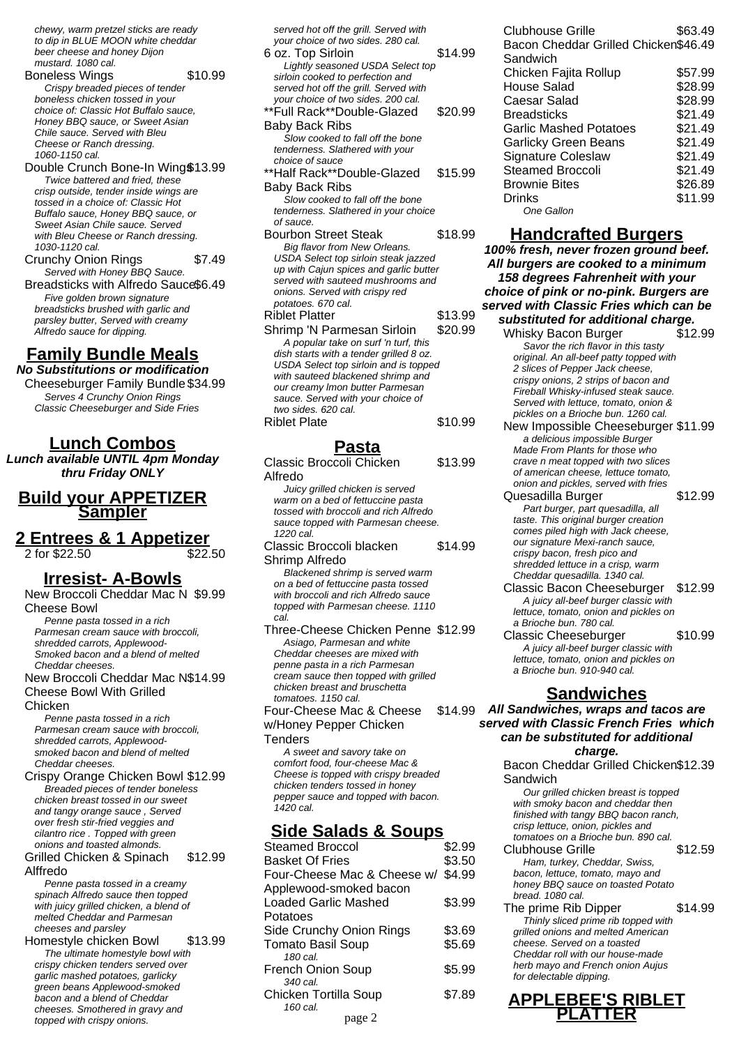*chewy, warm pretzel sticks are ready to dip in BLUE MOON white cheddar beer cheese and honey Dijon mustard. 1080 cal.*

Boneless Wings $10.99

*Crispy breaded pieces of tender boneless chicken tossed in your choice of: Classic Hot Buffalo sauce, Honey BBQ sauce, or Sweet Asian Chile sauce. Served with Bleu Cheese or Ranch dressing. 1060-1150 cal.*

Double Crunch Bone-In Wings $13.99

*Twice battered and fried, these crisp outside, tender inside wings are tossed in a choice of: Classic Hot Buffalo sauce, Honey BBQ sauce, or Sweet Asian Chile sauce. Served with Bleu Cheese or Ranch dressing. 1030-1120 cal.*

Crunchy Onion Rings $7.49

*Served with Honey BBQ Sauce.*

Breadsticks with Alfredo Sauce $6.49

*Five golden brown signature breadsticks brushed with garlic and parsley butter, Served with creamy Alfredo sauce for dipping.*

## Family Bundle Meals

**No Substitutions or modification**

Cheeseburger Family Bundle $34.99

*Serves 4 Crunchy Onion Rings Classic Cheeseburger and Side Fries*

## Lunch Combos

**Lunch available UNTIL 4pm Monday thru Friday ONLY**

## Build your APPETIZER Sampler

## 2 Entrees & 1 Appetizer

2 for $22.50 $22.50

## Irresist- A-Bowls

New Broccoli Cheddar Mac N Cheese Bowl $9.99

*Penne pasta tossed in a rich Parmesan cream sauce with broccoli, shredded carrots, Applewood-Smoked bacon and a blend of melted Cheddar cheeses.*

New Broccoli Cheddar Mac N Cheese Bowl With Grilled Chicken $14.99

*Penne pasta tossed in a rich Parmesan cream sauce with broccoli, shredded carrots, Applewood-smoked bacon and blend of melted Cheddar cheeses.*

Crispy Orange Chicken Bowl $12.99

*Breaded pieces of tender boneless chicken breast tossed in our sweet and tangy orange sauce , Served over fresh stir-fried veggies and cilantro rice . Topped with green onions and toasted almonds.*

Grilled Chicken & Spinach Alffredo $12.99

*Penne pasta tossed in a creamy spinach Alfredo sauce then topped with juicy grilled chicken, a blend of melted Cheddar and Parmesan cheeses and parsley*

Homestyle chicken Bowl $13.99

*The ultimate homestyle bowl with crispy chicken tenders served over garlic mashed potatoes, garlicky green beans Applewood-smoked bacon and a blend of Cheddar cheeses. Smothered in gravy and topped with crispy onions.*

*served hot off the grill. Served with your choice of two sides. 280 cal.*

6 oz. Top Sirloin $14.99

*Lightly seasoned USDA Select top sirloin cooked to perfection and served hot off the grill. Served with your choice of two sides. 200 cal.*

\*\*Full Rack\*\*Double-Glazed Baby Back Ribs $20.99

*Slow cooked to fall off the bone tenderness. Slathered with your choice of sauce*

\*\*Half Rack\*\*Double-Glazed Baby Back Ribs $15.99

*Slow cooked to fall off the bone tenderness. Slathered in your choice of sauce.*

Bourbon Street Steak $18.99

*Big flavor from New Orleans. USDA Select top sirloin steak jazzed up with Cajun spices and garlic butter served with sauteed mushrooms and onions. Served with crispy red potatoes. 670 cal.*

Riblet Platter $13.99

Shrimp 'N Parmesan Sirloin $20.99

*A popular take on surf 'n turf, this dish starts with a tender grilled 8 oz. USDA Select top sirloin and is topped with sauteed blackened shrimp and our creamy lmon butter Parmesan sauce. Served with your choice of two sides. 620 cal.*

Riblet Plate $10.99

## Pasta

Classic Broccoli Chicken Alfredo $13.99

*Juicy grilled chicken is served warm on a bed of fettuccine pasta tossed with broccoli and rich Alfredo sauce topped with Parmesan cheese. 1220 cal.*

Classic Broccoli blacken Shrimp Alfredo $14.99

*Blackened shrimp is served warm on a bed of fettuccine pasta tossed with broccoli and rich Alfredo sauce topped with Parmesan cheese. 1110 cal.*

Three-Cheese Chicken Penne $12.99

*Asiago, Parmesan and white Cheddar cheeses are mixed with penne pasta in a rich Parmesan cream sauce then topped with grilled chicken breast and bruschetta tomatoes. 1150 cal.*

Four-Cheese Mac & Cheese w/Honey Pepper Chicken Tenders $14.99

*A sweet and savory take on comfort food, four-cheese Mac & Cheese is topped with crispy breaded chicken tenders tossed in honey pepper sauce and topped with bacon. 1420 cal.*

## Side Salads & Soups

| Item | Price |
|---|---|
| Steamed Broccol | $2.99 |
| Basket Of Fries | $3.50 |
| Four-Cheese Mac & Cheese w/ Applewood-smoked bacon | $4.99 |
| Loaded Garlic Mashed Potatoes | $3.99 |
| Side Crunchy Onion Rings | $3.69 |
| Tomato Basil Soup *180 cal.* | $5.69 |
| French Onion Soup *340 cal.* | $5.99 |
| Chicken Tortilla Soup *160 cal.* | $7.89 |

| Item | Price |
|---|---|
| Clubhouse Grille | $63.49 |
| Bacon Cheddar Grilled Chicken Sandwich | $46.49 |
| Chicken Fajita Rollup | $57.99 |
| House Salad | $28.99 |
| Caesar Salad | $28.99 |
| Breadsticks | $21.49 |
| Garlic Mashed Potatoes | $21.49 |
| Garlicky Green Beans | $21.49 |
| Signature Coleslaw | $21.49 |
| Steamed Broccoli | $21.49 |
| Brownie Bites | $26.89 |
| Drinks *One Gallon* | $11.99 |

## Handcrafted Burgers

**100% fresh, never frozen ground beef. All burgers are cooked to a minimum 158 degrees Fahrenheit with your choice of pink or no-pink. Burgers are served with Classic Fries which can be substituted for additional charge.**

Whisky Bacon Burger $12.99

*Savor the rich flavor in this tasty original. An all-beef patty topped with 2 slices of Pepper Jack cheese, crispy onions, 2 strips of bacon and Fireball Whisky-infused steak sauce. Served with lettuce, tomato, onion & pickles on a Brioche bun. 1260 cal.*

New Impossible Cheeseburger $11.99

*a delicious impossible Burger Made From Plants for those who crave n meat topped with two slices of american cheese, lettuce tomato, onion and pickles, served with fries*

Quesadilla Burger $12.99

*Part burger, part quesadilla, all taste. This original burger creation comes piled high with Jack cheese, our signature Mexi-ranch sauce, crispy bacon, fresh pico and shredded lettuce in a crisp, warm Cheddar quesadilla. 1340 cal.*

Classic Bacon Cheeseburger $12.99

*A juicy all-beef burger classic with lettuce, tomato, onion and pickles on a Brioche bun. 780 cal.*

Classic Cheeseburger $10.99

*A juicy all-beef burger classic with lettuce, tomato, onion and pickles on a Brioche bun. 910-940 cal.*

## Sandwiches

**All Sandwiches, wraps and tacos are served with Classic French Fries which can be substituted for additional charge.**

Bacon Cheddar Grilled Chicken Sandwich $12.39

*Our grilled chicken breast is topped with smoky bacon and cheddar then finished with tangy BBQ bacon ranch, crisp lettuce, onion, pickles and tomatoes on a Brioche bun. 890 cal.*

Clubhouse Grille $12.59

*Ham, turkey, Cheddar, Swiss, bacon, lettuce, tomato, mayo and honey BBQ sauce on toasted Potato bread. 1080 cal.*

The prime Rib Dipper $14.99

*Thinly sliced prime rib topped with grilled onions and melted American cheese. Served on a toasted Cheddar roll with our house-made herb mayo and French onion Aujus for delectable dipping.*

## APPLEBEE'S RIBLET PLATTER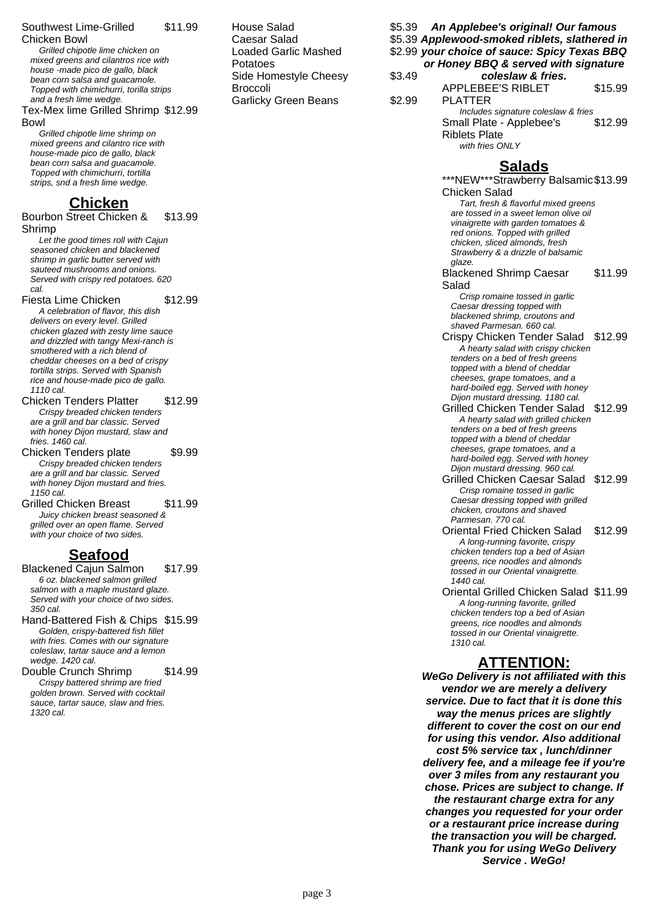Southwest Lime-Grilled Chicken Bowl $11.99

*Grilled chipotle lime chicken on mixed greens and cilantros rice with house -made pico de gallo, black bean corn salsa and guacamole. Topped with chimichurri, torilla strips and a fresh lime wedge.*

Tex-Mex lime Grilled Shrimp Bowl $12.99

*Grilled chipotle lime shrimp on mixed greens and cilantro rice with house-made pico de gallo, black bean corn salsa and guacamole. Topped with chimichurri, tortilla strips, snd a fresh lime wedge.*

## Chicken

Bourbon Street Chicken & Shrimp $13.99

*Let the good times roll with Cajun seasoned chicken and blackened shrimp in garlic butter served with sauteed mushrooms and onions. Served with crispy red potatoes. 620 cal.*

Fiesta Lime Chicken $12.99

*A celebration of flavor, this dish delivers on every level. Grilled chicken glazed with zesty lime sauce and drizzled with tangy Mexi-ranch is smothered with a rich blend of cheddar cheeses on a bed of crispy tortilla strips. Served with Spanish rice and house-made pico de gallo. 1110 cal.*

Chicken Tenders Platter $12.99

*Crispy breaded chicken tenders are a grill and bar classic. Served with honey Dijon mustard, slaw and fries. 1460 cal.*

Chicken Tenders plate $9.99

*Crispy breaded chicken tenders are a grill and bar classic. Served with honey Dijon mustard and fries. 1150 cal.*

Grilled Chicken Breast $11.99

*Juicy chicken breast seasoned & grilled over an open flame. Served with your choice of two sides.*

## Seafood

Blackened Cajun Salmon $17.99

*6 oz. blackened salmon grilled salmon with a maple mustard glaze. Served with your choice of two sides. 350 cal.*

Hand-Battered Fish & Chips $15.99

*Golden, crispy-battered fish fillet with fries. Comes with our signature coleslaw, tartar sauce and a lemon wedge. 1420 cal.*

Double Crunch Shrimp $14.99

*Crispy battered shrimp are fried golden brown. Served with cocktail sauce, tartar sauce, slaw and fries. 1320 cal.*

House Salad $5.39

Caesar Salad $5.39

Loaded Garlic Mashed Potatoes $2.99

Side Homestyle Cheesy Broccoli $3.49

Garlicky Green Beans $2.99

***An Applebee's original! Our famous Applewood-smoked riblets, slathered in your choice of sauce: Spicy Texas BBQ or Honey BBQ & served with signature coleslaw & fries.***

APPLEBEE'S RIBLET PLATTER $15.99

*Includes signature coleslaw & fries*

Small Plate - Applebee's Riblets Plate $12.99

*with fries ONLY*

## Salads

***NEW***Strawberry Balsamic Chicken Salad $13.99

*Tart, fresh & flavorful mixed greens are tossed in a sweet lemon olive oil vinaigrette with garden tomatoes & red onions. Topped with grilled chicken, sliced almonds, fresh Strawberry & a drizzle of balsamic glaze.*

Blackened Shrimp Caesar Salad $11.99

*Crisp romaine tossed in garlic Caesar dressing topped with blackened shrimp, croutons and shaved Parmesan. 660 cal.*

Crispy Chicken Tender Salad $12.99

*A hearty salad with crispy chicken tenders on a bed of fresh greens topped with a blend of cheddar cheeses, grape tomatoes, and a hard-boiled egg. Served with honey Dijon mustard dressing. 1180 cal.*

Grilled Chicken Tender Salad $12.99

*A hearty salad with grilled chicken tenders on a bed of fresh greens topped with a blend of cheddar cheeses, grape tomatoes, and a hard-boiled egg. Served with honey Dijon mustard dressing. 960 cal.*

Grilled Chicken Caesar Salad $12.99

*Crisp romaine tossed in garlic Caesar dressing topped with grilled chicken, croutons and shaved Parmesan. 770 cal.*

Oriental Fried Chicken Salad $12.99

*A long-running favorite, crispy chicken tenders top a bed of Asian greens, rice noodles and almonds tossed in our Oriental vinaigrette. 1440 cal.*

Oriental Grilled Chicken Salad $11.99

*A long-running favorite, grilled chicken tenders top a bed of Asian greens, rice noodles and almonds tossed in our Oriental vinaigrette. 1310 cal.*

## ATTENTION:

***WeGo Delivery is not affiliated with this vendor we are merely a delivery service. Due to fact that it is done this way the menus prices are slightly different to cover the cost on our end for using this vendor. Also additional cost 5% service tax , lunch/dinner delivery fee, and a mileage fee if you're over 3 miles from any restaurant you chose. Prices are subject to change. If the restaurant charge extra for any changes you requested for your order or a restaurant price increase during the transaction you will be charged. Thank you for using WeGo Delivery Service . WeGo!***